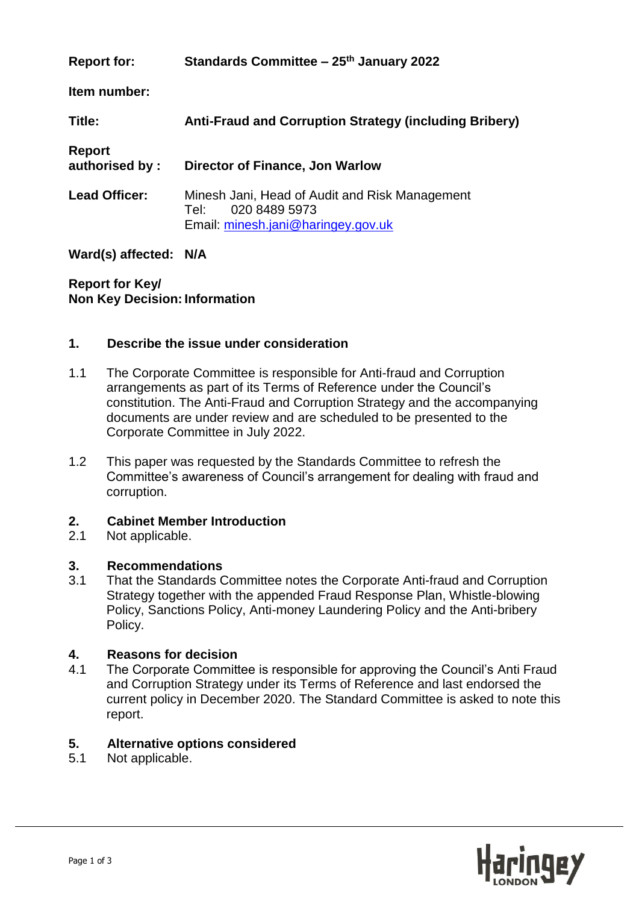**Report for:** **Standards Committee – 25th January 2022**

**Item number:**

**Title:** **Anti-Fraud and Corruption Strategy (including Bribery)**

**Report authorised by :** **Director of Finance, Jon Warlow**

**Lead Officer:** Minesh Jani, Head of Audit and Risk Management
Tel: 020 8489 5973
Email: minesh.jani@haringey.gov.uk

**Ward(s) affected:** **N/A**

**Report for Key/ Non Key Decision:** **Information**

## 1. Describe the issue under consideration

1.1 The Corporate Committee is responsible for Anti-fraud and Corruption arrangements as part of its Terms of Reference under the Council's constitution. The Anti-Fraud and Corruption Strategy and the accompanying documents are under review and are scheduled to be presented to the Corporate Committee in July 2022.

1.2 This paper was requested by the Standards Committee to refresh the Committee's awareness of Council's arrangement for dealing with fraud and corruption.

## 2. Cabinet Member Introduction

2.1 Not applicable.

## 3. Recommendations

3.1 That the Standards Committee notes the Corporate Anti-fraud and Corruption Strategy together with the appended Fraud Response Plan, Whistle-blowing Policy, Sanctions Policy, Anti-money Laundering Policy and the Anti-bribery Policy.

## 4. Reasons for decision

4.1 The Corporate Committee is responsible for approving the Council's Anti Fraud and Corruption Strategy under its Terms of Reference and last endorsed the current policy in December 2020. The Standard Committee is asked to note this report.

## 5. Alternative options considered

5.1 Not applicable.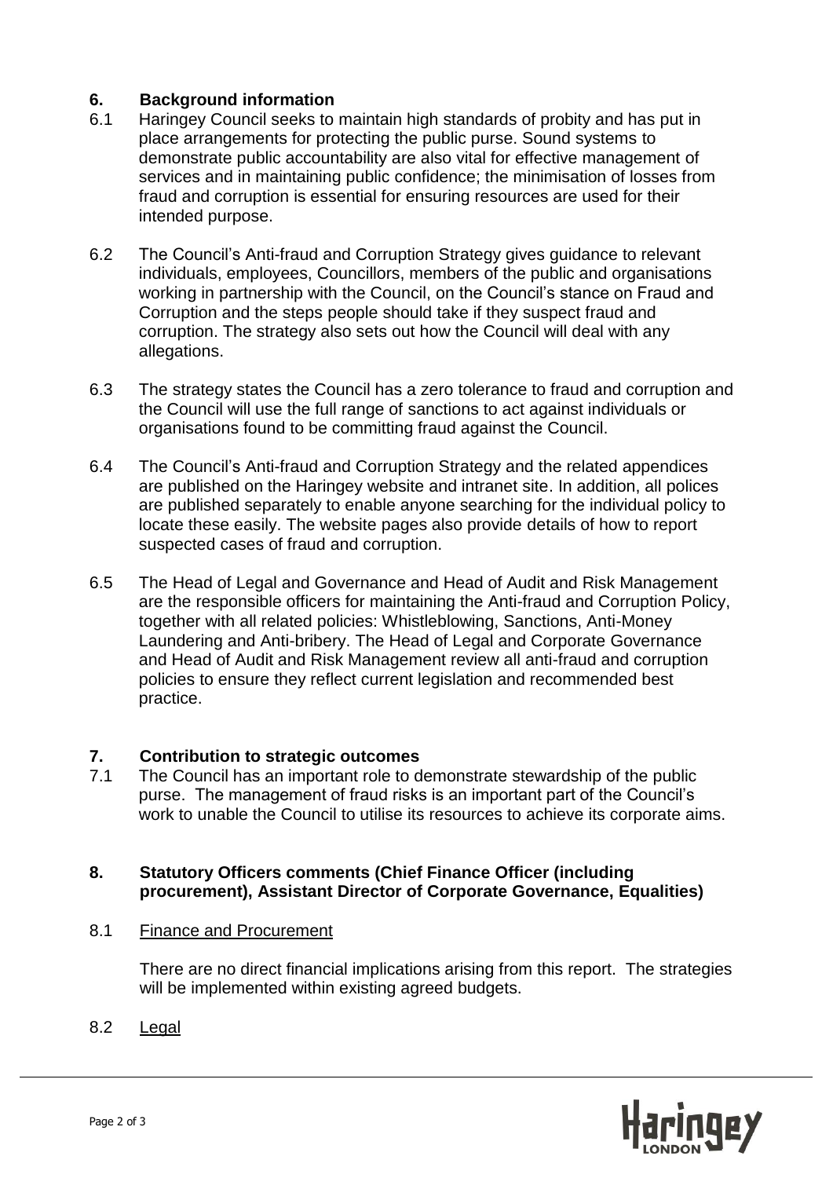## 6. Background information

6.1 Haringey Council seeks to maintain high standards of probity and has put in place arrangements for protecting the public purse. Sound systems to demonstrate public accountability are also vital for effective management of services and in maintaining public confidence; the minimisation of losses from fraud and corruption is essential for ensuring resources are used for their intended purpose.

6.2 The Council's Anti-fraud and Corruption Strategy gives guidance to relevant individuals, employees, Councillors, members of the public and organisations working in partnership with the Council, on the Council's stance on Fraud and Corruption and the steps people should take if they suspect fraud and corruption. The strategy also sets out how the Council will deal with any allegations.

6.3 The strategy states the Council has a zero tolerance to fraud and corruption and the Council will use the full range of sanctions to act against individuals or organisations found to be committing fraud against the Council.

6.4 The Council's Anti-fraud and Corruption Strategy and the related appendices are published on the Haringey website and intranet site. In addition, all polices are published separately to enable anyone searching for the individual policy to locate these easily. The website pages also provide details of how to report suspected cases of fraud and corruption.

6.5 The Head of Legal and Governance and Head of Audit and Risk Management are the responsible officers for maintaining the Anti-fraud and Corruption Policy, together with all related policies: Whistleblowing, Sanctions, Anti-Money Laundering and Anti-bribery. The Head of Legal and Corporate Governance and Head of Audit and Risk Management review all anti-fraud and corruption policies to ensure they reflect current legislation and recommended best practice.

## 7. Contribution to strategic outcomes

7.1 The Council has an important role to demonstrate stewardship of the public purse. The management of fraud risks is an important part of the Council's work to unable the Council to utilise its resources to achieve its corporate aims.

## 8. Statutory Officers comments (Chief Finance Officer (including procurement), Assistant Director of Corporate Governance, Equalities)

8.1 Finance and Procurement

There are no direct financial implications arising from this report. The strategies will be implemented within existing agreed budgets.

8.2 Legal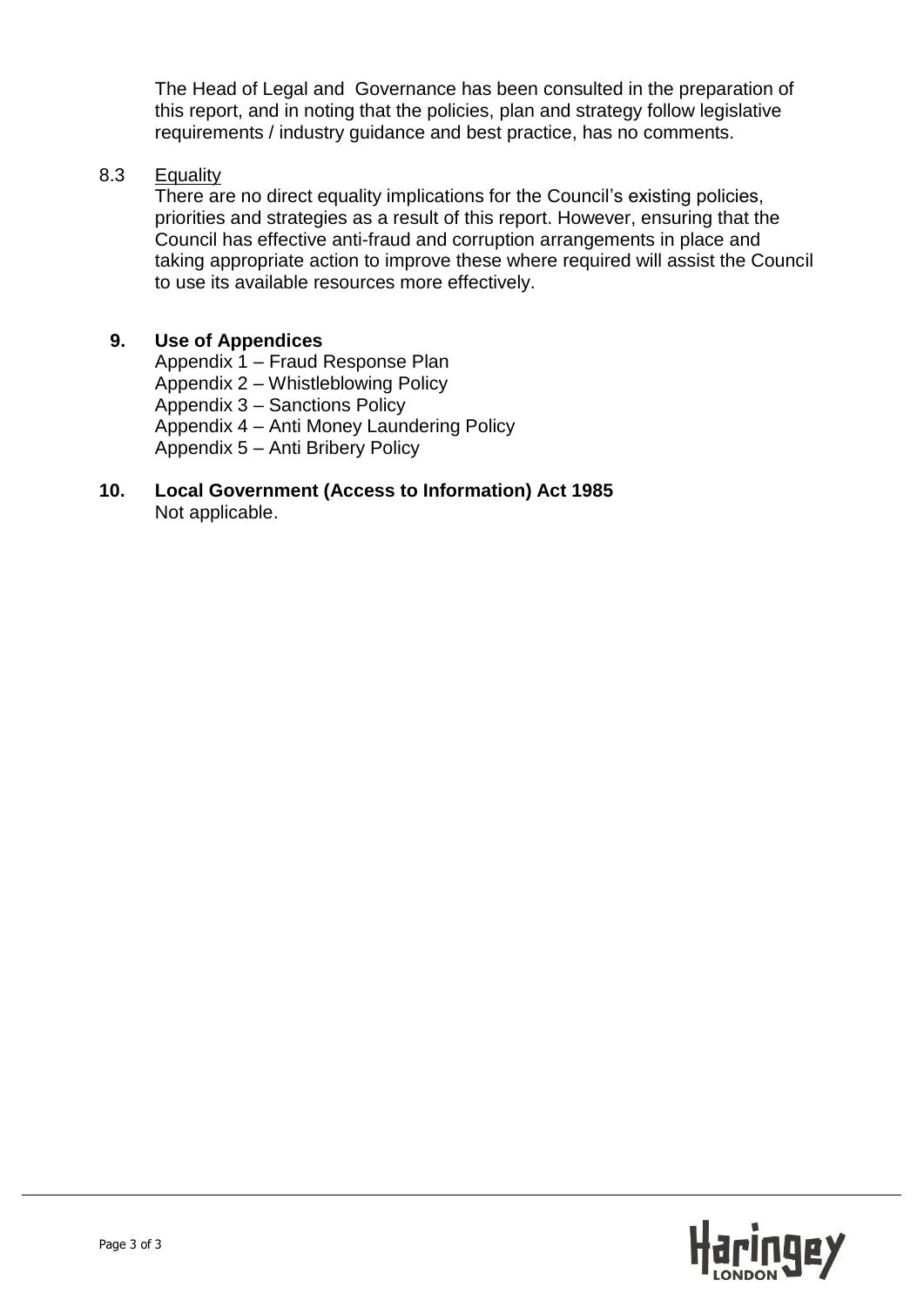The Head of Legal and Governance has been consulted in the preparation of this report, and in noting that the policies, plan and strategy follow legislative requirements / industry guidance and best practice, has no comments.

8.3 Equality

There are no direct equality implications for the Council's existing policies, priorities and strategies as a result of this report. However, ensuring that the Council has effective anti-fraud and corruption arrangements in place and taking appropriate action to improve these where required will assist the Council to use its available resources more effectively.

## 9. Use of Appendices

Appendix 1 – Fraud Response Plan
Appendix 2 – Whistleblowing Policy
Appendix 3 – Sanctions Policy
Appendix 4 – Anti Money Laundering Policy
Appendix 5 – Anti Bribery Policy

## 10. Local Government (Access to Information) Act 1985

Not applicable.